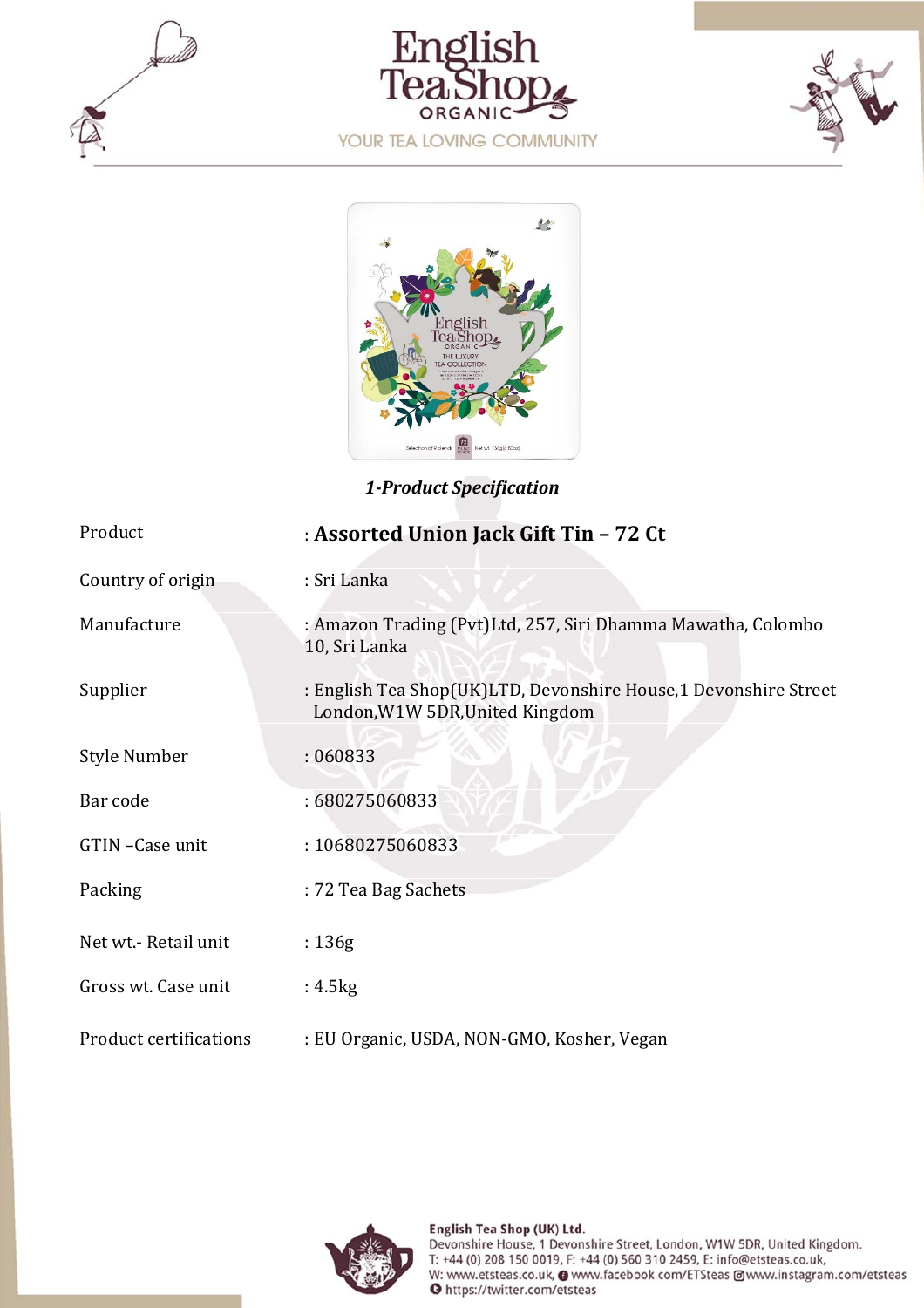*1-Product Specification*

| | |
|---|---|
| Product | : **Assorted Union Jack Gift Tin – 72 Ct** |
| Country of origin | : Sri Lanka |
| Manufacture | : Amazon Trading (Pvt)Ltd, 257, Siri Dhamma Mawatha, Colombo 10, Sri Lanka |
| Supplier | : English Tea Shop(UK)LTD, Devonshire House,1 Devonshire Street London,W1W 5DR,United Kingdom |
| Style Number | : 060833 |
| Bar code | : 680275060833 |
| GTIN –Case unit | : 10680275060833 |
| Packing | : 72 Tea Bag Sachets |
| Net wt.- Retail unit | : 136g |
| Gross wt. Case unit | : 4.5kg |
| Product certifications | : EU Organic, USDA, NON-GMO, Kosher, Vegan |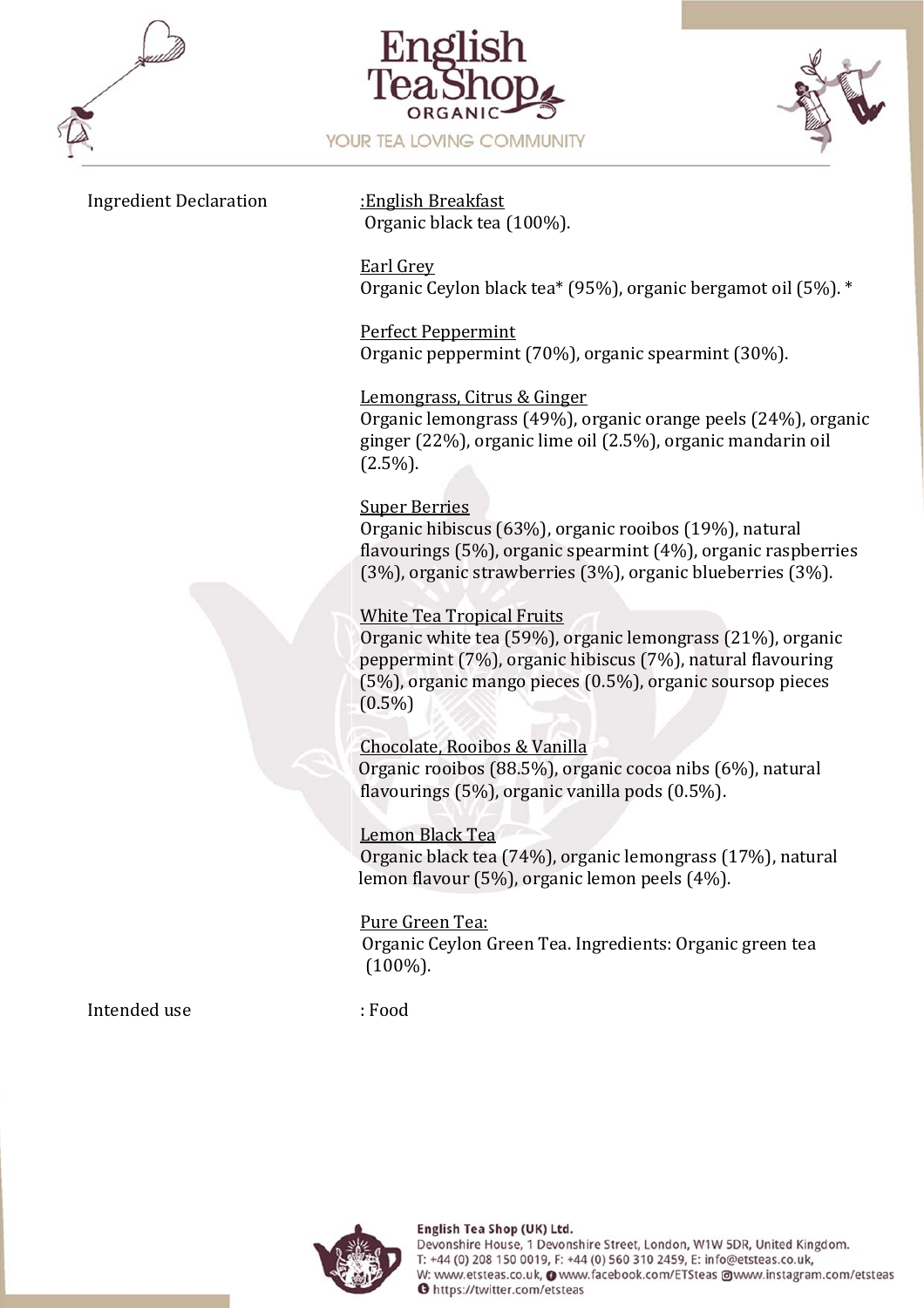Ingredient Declaration

:English Breakfast
Organic black tea (100%).

Earl Grey
Organic Ceylon black tea* (95%), organic bergamot oil (5%). *

Perfect Peppermint
Organic peppermint (70%), organic spearmint (30%).

Lemongrass, Citrus & Ginger
Organic lemongrass (49%), organic orange peels (24%), organic ginger (22%), organic lime oil (2.5%), organic mandarin oil (2.5%).

Super Berries
Organic hibiscus (63%), organic rooibos (19%), natural flavourings (5%), organic spearmint (4%), organic raspberries (3%), organic strawberries (3%), organic blueberries (3%).

White Tea Tropical Fruits
Organic white tea (59%), organic lemongrass (21%), organic peppermint (7%), organic hibiscus (7%), natural flavouring (5%), organic mango pieces (0.5%), organic soursop pieces (0.5%)

Chocolate, Rooibos & Vanilla
Organic rooibos (88.5%), organic cocoa nibs (6%), natural flavourings (5%), organic vanilla pods (0.5%).

Lemon Black Tea
Organic black tea (74%), organic lemongrass (17%), natural lemon flavour (5%), organic lemon peels (4%).

Pure Green Tea:
Organic Ceylon Green Tea. Ingredients: Organic green tea (100%).

Intended use : Food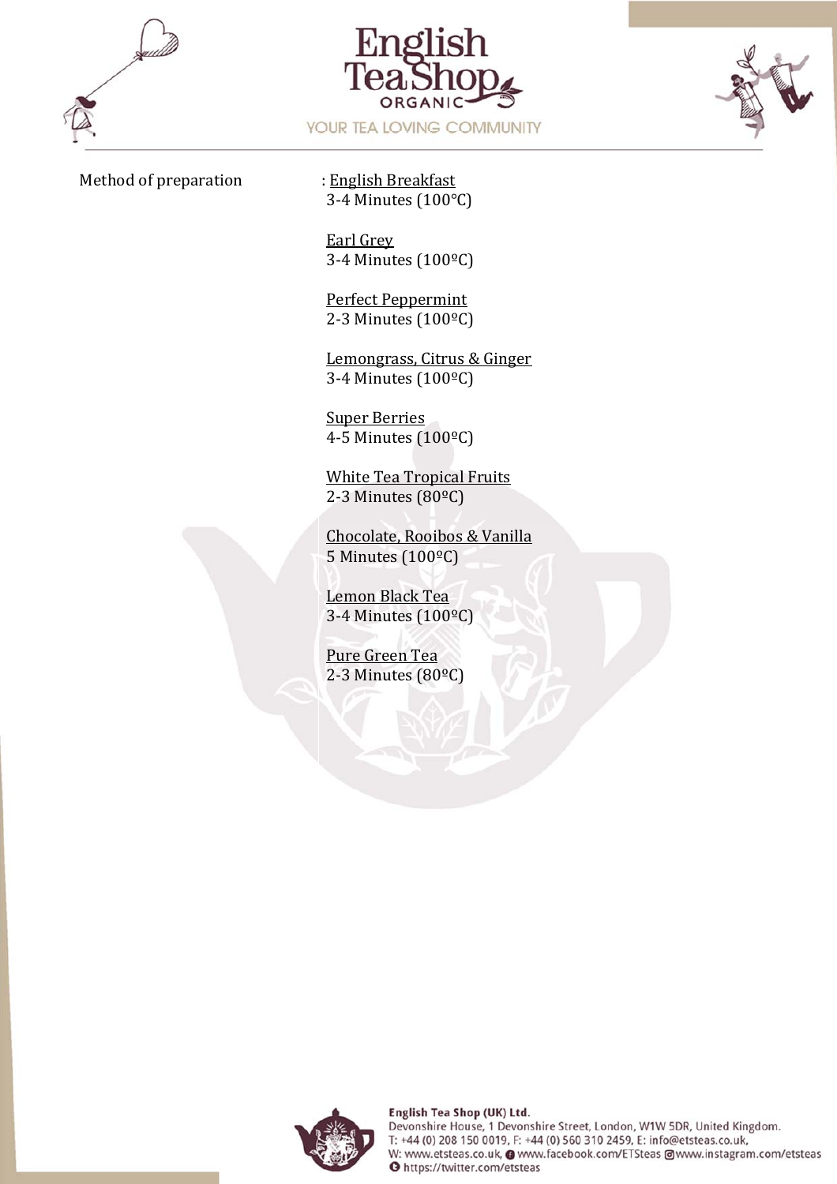Method of preparation : English Breakfast
3-4 Minutes (100°C)

Earl Grey
3-4 Minutes (100ºC)

Perfect Peppermint
2-3 Minutes (100ºC)

Lemongrass, Citrus & Ginger
3-4 Minutes (100ºC)

Super Berries
4-5 Minutes (100ºC)

White Tea Tropical Fruits
2-3 Minutes (80ºC)

Chocolate, Rooibos & Vanilla
5 Minutes (100ºC)

Lemon Black Tea
3-4 Minutes (100ºC)

Pure Green Tea
2-3 Minutes (80ºC)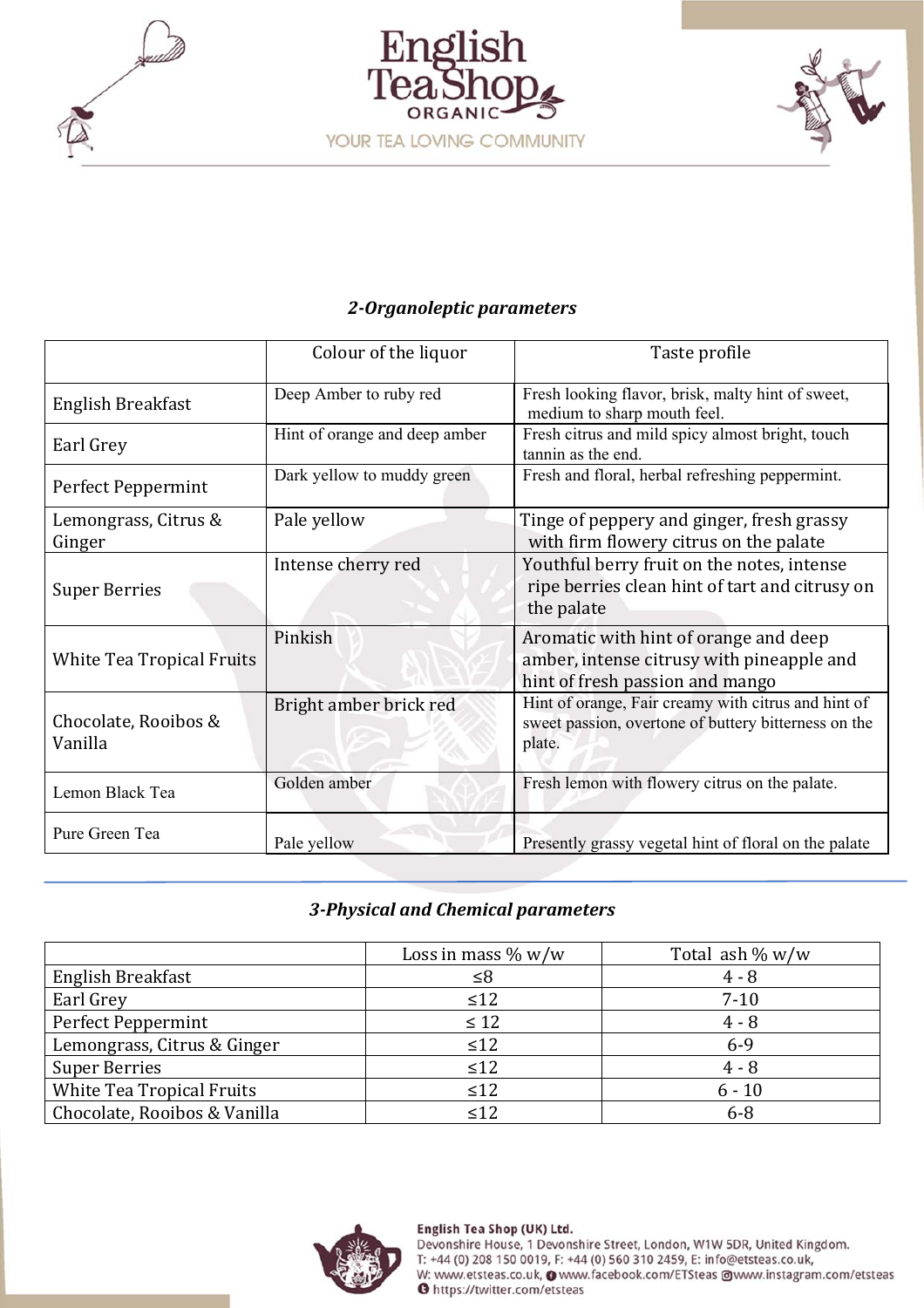### *2-Organoleptic parameters*

| | Colour of the liquor | Taste profile |
|---|---|---|
| English Breakfast | Deep Amber to ruby red | Fresh looking flavor, brisk, malty hint of sweet, medium to sharp mouth feel. |
| Earl Grey | Hint of orange and deep amber | Fresh citrus and mild spicy almost bright, touch tannin as the end. |
| Perfect Peppermint | Dark yellow to muddy green | Fresh and floral, herbal refreshing peppermint. |
| Lemongrass, Citrus & Ginger | Pale yellow | Tinge of peppery and ginger, fresh grassy with firm flowery citrus on the palate |
| Super Berries | Intense cherry red | Youthful berry fruit on the notes, intense ripe berries clean hint of tart and citrusy on the palate |
| White Tea Tropical Fruits | Pinkish | Aromatic with hint of orange and deep amber, intense citrusy with pineapple and hint of fresh passion and mango |
| Chocolate, Rooibos & Vanilla | Bright amber brick red | Hint of orange, Fair creamy with citrus and hint of sweet passion, overtone of buttery bitterness on the plate. |
| Lemon Black Tea | Golden amber | Fresh lemon with flowery citrus on the palate. |
| Pure Green Tea | Pale yellow | Presently grassy vegetal hint of floral on the palate |

### *3-Physical and Chemical parameters*

| | Loss in mass % w/w | Total ash % w/w |
|---|---|---|
| English Breakfast | ≤8 | 4 - 8 |
| Earl Grey | ≤12 | 7-10 |
| Perfect Peppermint | ≤ 12 | 4 - 8 |
| Lemongrass, Citrus & Ginger | ≤12 | 6-9 |
| Super Berries | ≤12 | 4 - 8 |
| White Tea Tropical Fruits | ≤12 | 6 - 10 |
| Chocolate, Rooibos & Vanilla | ≤12 | 6-8 |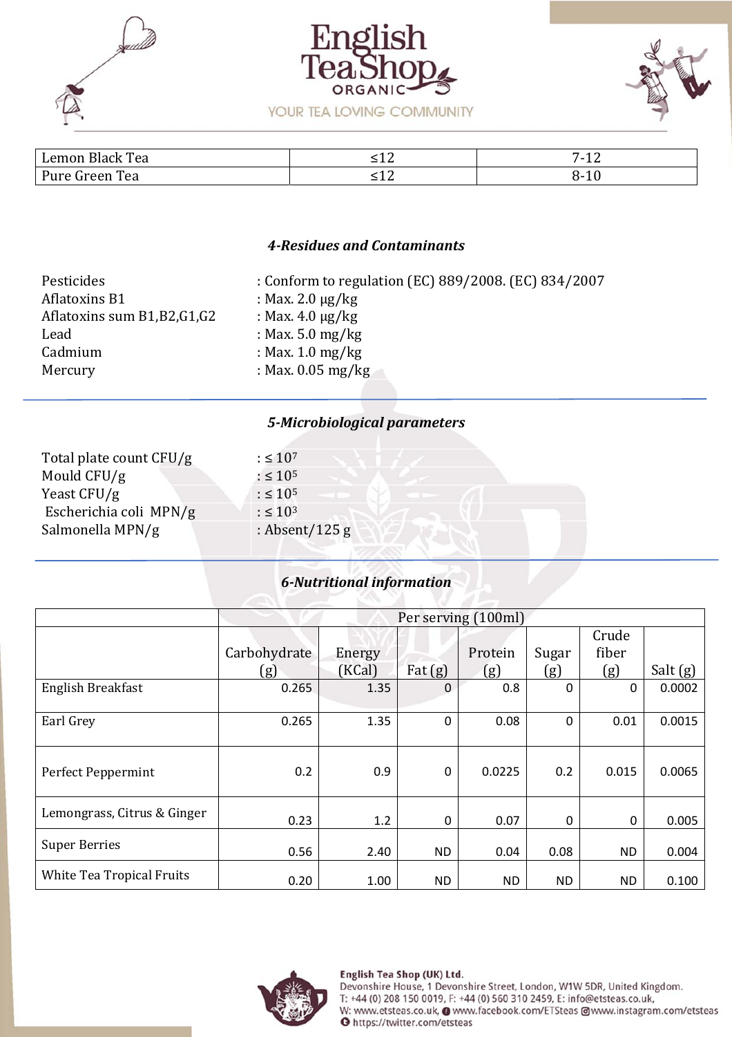| Lemon Black Tea | ≤12 | 7-12 |
|---|---|---|
| Pure Green Tea | ≤12 | 8-10 |

### *4-Residues and Contaminants*

| | |
|---|---|
| Pesticides | : Conform to regulation (EC) 889/2008. (EC) 834/2007 |
| Aflatoxins B1 | : Max. 2.0 μg/kg |
| Aflatoxins sum B1,B2,G1,G2 | : Max. 4.0 μg/kg |
| Lead | : Max. 5.0 mg/kg |
| Cadmium | : Max. 1.0 mg/kg |
| Mercury | : Max. 0.05 mg/kg |

### *5-Microbiological parameters*

| | |
|---|---|
| Total plate count CFU/g | : $\leq 10^7$ |
| Mould CFU/g | : $\leq 10^5$ |
| Yeast CFU/g | : $\leq 10^5$ |
| Escherichia coli MPN/g | : $\leq 10^3$ |
| Salmonella MPN/g | : Absent/125 g |

### *6-Nutritional information*

| | Per serving (100ml) | | | | | | |
|---|---|---|---|---|---|---|---|
| | Carbohydrate (g) | Energy (KCal) | Fat (g) | Protein (g) | Sugar (g) | Crude fiber (g) | Salt (g) |
| English Breakfast | 0.265 | 1.35 | 0 | 0.8 | 0 | 0 | 0.0002 |
| Earl Grey | 0.265 | 1.35 | 0 | 0.08 | 0 | 0.01 | 0.0015 |
| Perfect Peppermint | 0.2 | 0.9 | 0 | 0.0225 | 0.2 | 0.015 | 0.0065 |
| Lemongrass, Citrus & Ginger | 0.23 | 1.2 | 0 | 0.07 | 0 | 0 | 0.005 |
| Super Berries | 0.56 | 2.40 | ND | 0.04 | 0.08 | ND | 0.004 |
| White Tea Tropical Fruits | 0.20 | 1.00 | ND | ND | ND | ND | 0.100 |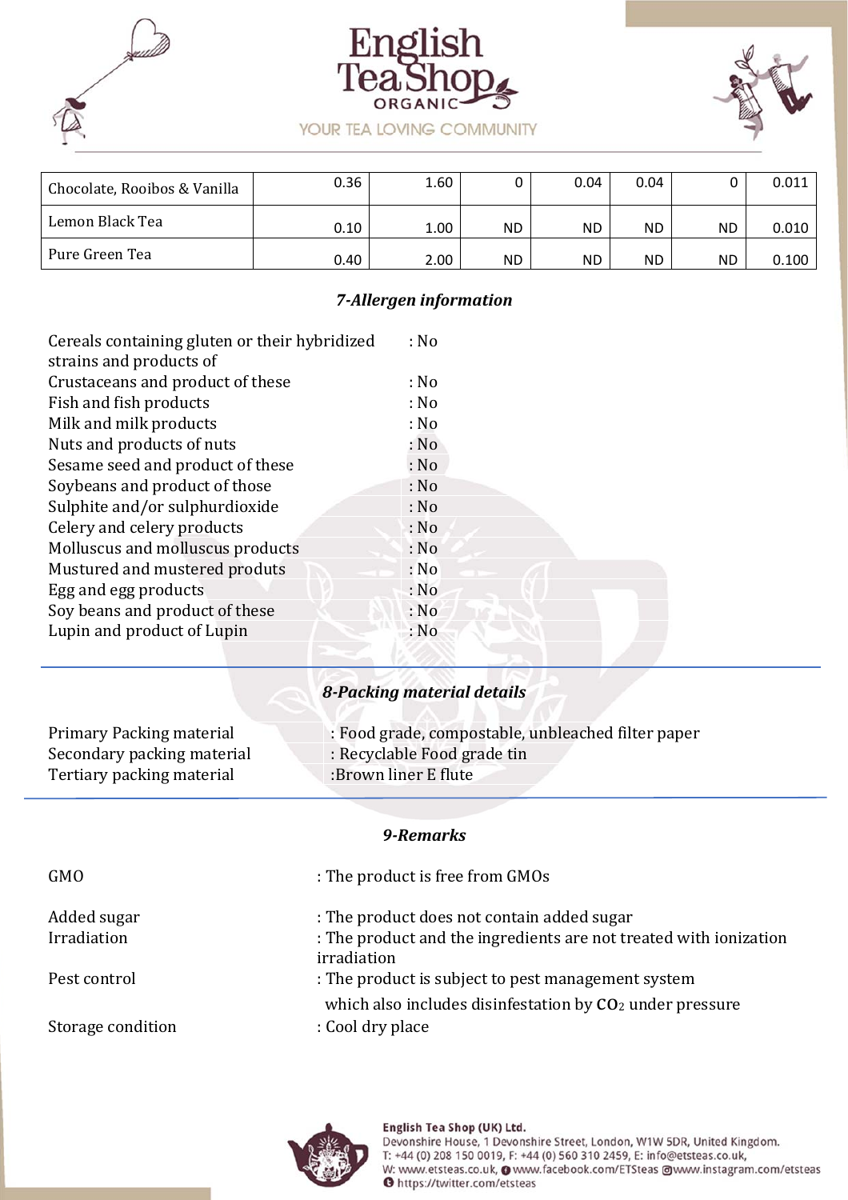| | | | | | | | |
|---|---|---|---|---|---|---|---|
| Chocolate, Rooibos & Vanilla | 0.36 | 1.60 | 0 | 0.04 | 0.04 | 0 | 0.011 |
| Lemon Black Tea | 0.10 | 1.00 | ND | ND | ND | ND | 0.010 |
| Pure Green Tea | 0.40 | 2.00 | ND | ND | ND | ND | 0.100 |

### *7-Allergen information*

Cereals containing gluten or their hybridized strains and products of : No
Crustaceans and product of these : No
Fish and fish products : No
Milk and milk products : No
Nuts and products of nuts : No
Sesame seed and product of these : No
Soybeans and product of those : No
Sulphite and/or sulphurdioxide : No
Celery and celery products : No
Molluscus and molluscus products : No
Mustured and mustered produts : No
Egg and egg products : No
Soy beans and product of these : No
Lupin and product of Lupin : No

### *8-Packing material details*

Primary Packing material : Food grade, compostable, unbleached filter paper
Secondary packing material : Recyclable Food grade tin
Tertiary packing material :Brown liner E flute

### *9-Remarks*

GMO : The product is free from GMOs

Added sugar : The product does not contain added sugar
Irradiation : The product and the ingredients are not treated with ionization irradiation
Pest control : The product is subject to pest management system which also includes disinfestation by $CO_2$ under pressure
Storage condition : Cool dry place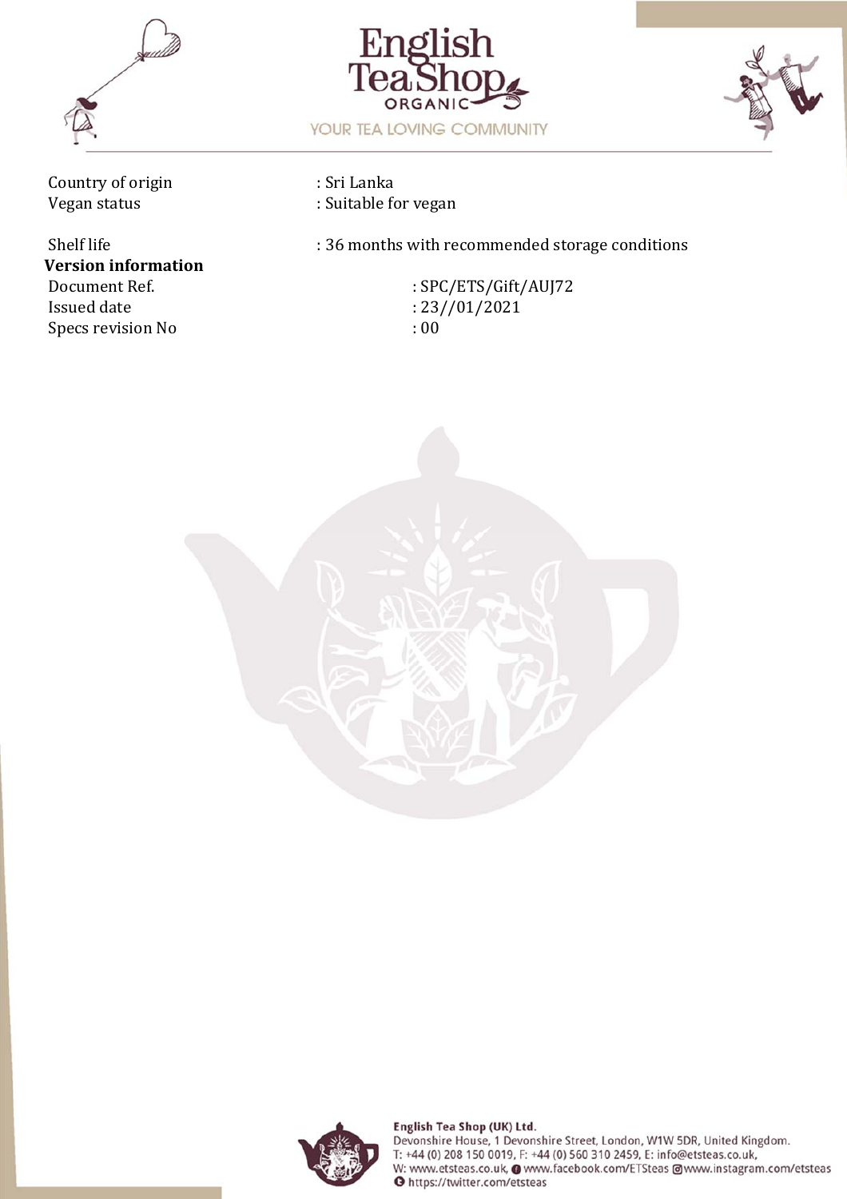| | |
|---|---|
| Country of origin | : Sri Lanka |
| Vegan status | : Suitable for vegan |
| Shelf life | : 36 months with recommended storage conditions |

**Version information**

| | |
|---|---|
| Document Ref. | : SPC/ETS/Gift/AUJ72 |
| Issued date | : 23//01/2021 |
| Specs revision No | : 00 |

**English Tea Shop (UK) Ltd.**
Devonshire House, 1 Devonshire Street, London, W1W 5DR, United Kingdom.
T: +44 (0) 208 150 0019, F: +44 (0) 560 310 2459, E: info@etsteas.co.uk,
W: www.etsteas.co.uk, www.facebook.com/ETSteas www.instagram.com/etsteas
https://twitter.com/etsteas